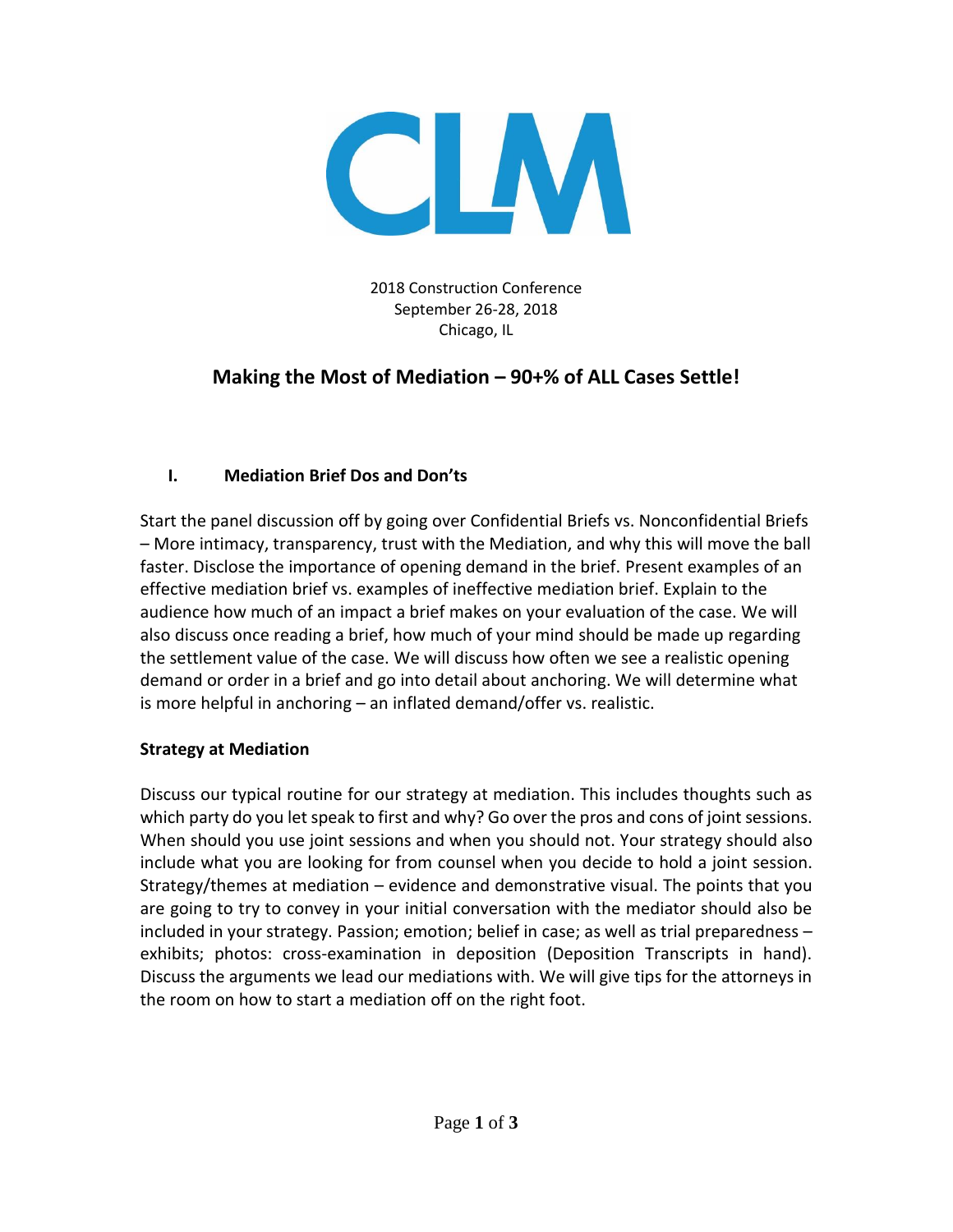CLM

2018 Construction Conference
September 26-28, 2018
Chicago, IL

# Making the Most of Mediation – 90+% of ALL Cases Settle!

## I. Mediation Brief Dos and Don'ts

Start the panel discussion off by going over Confidential Briefs vs. Nonconfidential Briefs – More intimacy, transparency, trust with the Mediation, and why this will move the ball faster. Disclose the importance of opening demand in the brief. Present examples of an effective mediation brief vs. examples of ineffective mediation brief. Explain to the audience how much of an impact a brief makes on your evaluation of the case. We will also discuss once reading a brief, how much of your mind should be made up regarding the settlement value of the case. We will discuss how often we see a realistic opening demand or order in a brief and go into detail about anchoring. We will determine what is more helpful in anchoring – an inflated demand/offer vs. realistic.

### Strategy at Mediation

Discuss our typical routine for our strategy at mediation. This includes thoughts such as which party do you let speak to first and why? Go over the pros and cons of joint sessions. When should you use joint sessions and when you should not. Your strategy should also include what you are looking for from counsel when you decide to hold a joint session. Strategy/themes at mediation – evidence and demonstrative visual. The points that you are going to try to convey in your initial conversation with the mediator should also be included in your strategy. Passion; emotion; belief in case; as well as trial preparedness – exhibits; photos: cross-examination in deposition (Deposition Transcripts in hand). Discuss the arguments we lead our mediations with. We will give tips for the attorneys in the room on how to start a mediation off on the right foot.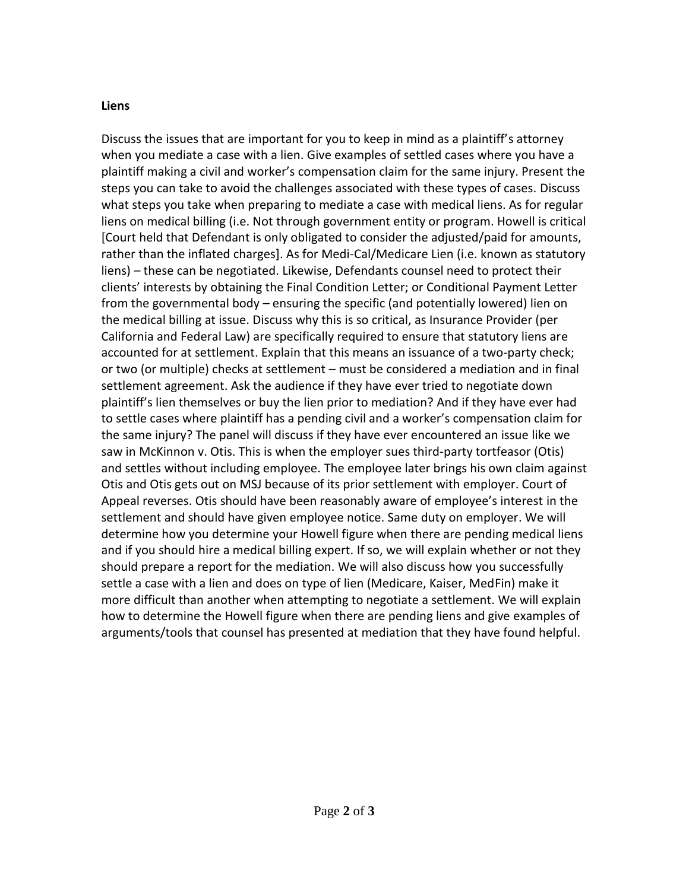**Liens**

Discuss the issues that are important for you to keep in mind as a plaintiff's attorney when you mediate a case with a lien. Give examples of settled cases where you have a plaintiff making a civil and worker's compensation claim for the same injury. Present the steps you can take to avoid the challenges associated with these types of cases. Discuss what steps you take when preparing to mediate a case with medical liens. As for regular liens on medical billing (i.e. Not through government entity or program. Howell is critical [Court held that Defendant is only obligated to consider the adjusted/paid for amounts, rather than the inflated charges]. As for Medi-Cal/Medicare Lien (i.e. known as statutory liens) – these can be negotiated. Likewise, Defendants counsel need to protect their clients' interests by obtaining the Final Condition Letter; or Conditional Payment Letter from the governmental body – ensuring the specific (and potentially lowered) lien on the medical billing at issue. Discuss why this is so critical, as Insurance Provider (per California and Federal Law) are specifically required to ensure that statutory liens are accounted for at settlement. Explain that this means an issuance of a two-party check; or two (or multiple) checks at settlement – must be considered a mediation and in final settlement agreement. Ask the audience if they have ever tried to negotiate down plaintiff's lien themselves or buy the lien prior to mediation? And if they have ever had to settle cases where plaintiff has a pending civil and a worker's compensation claim for the same injury? The panel will discuss if they have ever encountered an issue like we saw in McKinnon v. Otis. This is when the employer sues third-party tortfeasor (Otis) and settles without including employee. The employee later brings his own claim against Otis and Otis gets out on MSJ because of its prior settlement with employer. Court of Appeal reverses. Otis should have been reasonably aware of employee's interest in the settlement and should have given employee notice. Same duty on employer. We will determine how you determine your Howell figure when there are pending medical liens and if you should hire a medical billing expert. If so, we will explain whether or not they should prepare a report for the mediation. We will also discuss how you successfully settle a case with a lien and does on type of lien (Medicare, Kaiser, MedFin) make it more difficult than another when attempting to negotiate a settlement. We will explain how to determine the Howell figure when there are pending liens and give examples of arguments/tools that counsel has presented at mediation that they have found helpful.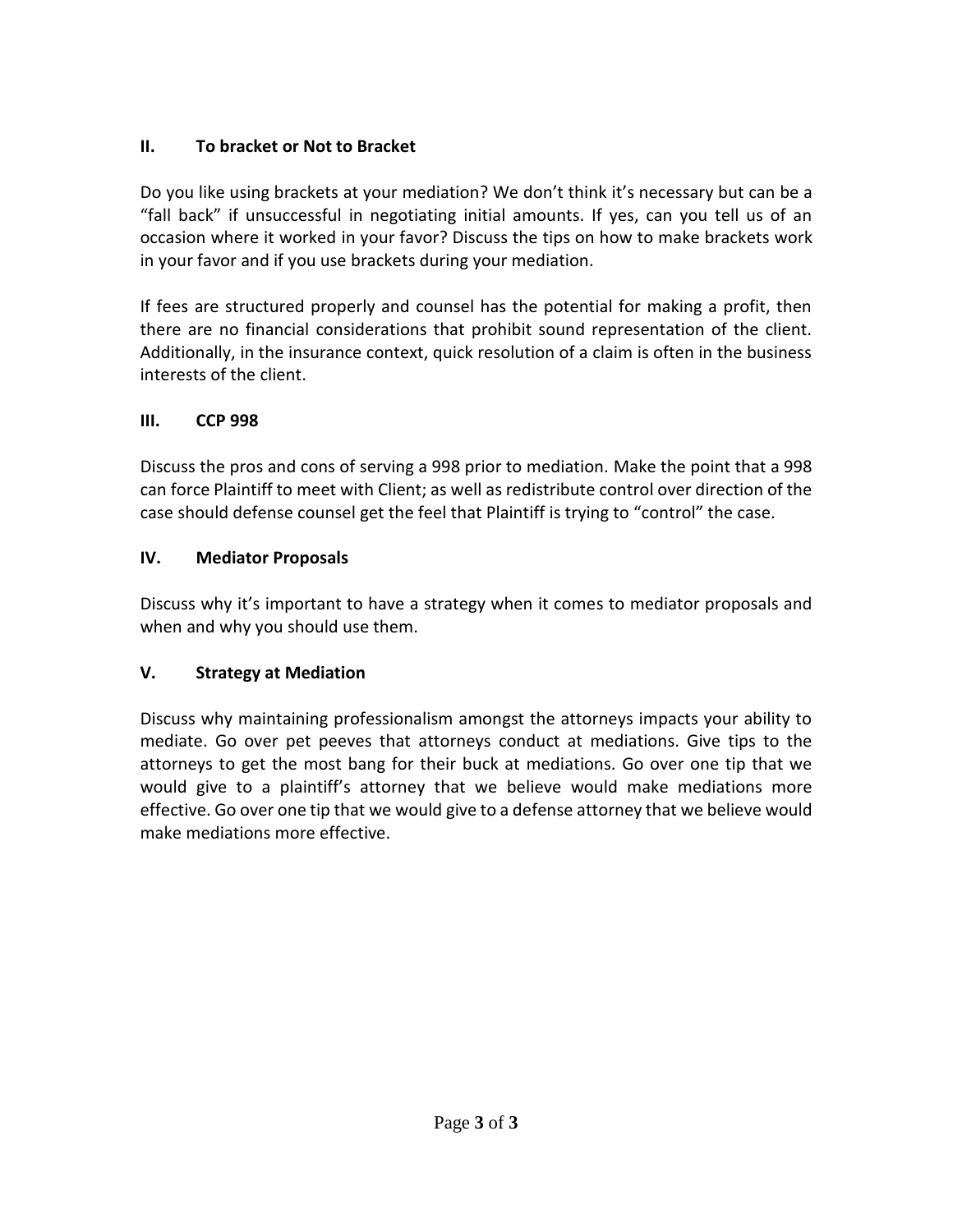## II. To bracket or Not to Bracket

Do you like using brackets at your mediation? We don't think it's necessary but can be a "fall back" if unsuccessful in negotiating initial amounts. If yes, can you tell us of an occasion where it worked in your favor? Discuss the tips on how to make brackets work in your favor and if you use brackets during your mediation.

If fees are structured properly and counsel has the potential for making a profit, then there are no financial considerations that prohibit sound representation of the client. Additionally, in the insurance context, quick resolution of a claim is often in the business interests of the client.

## III. CCP 998

Discuss the pros and cons of serving a 998 prior to mediation. Make the point that a 998 can force Plaintiff to meet with Client; as well as redistribute control over direction of the case should defense counsel get the feel that Plaintiff is trying to "control" the case.

## IV. Mediator Proposals

Discuss why it's important to have a strategy when it comes to mediator proposals and when and why you should use them.

## V. Strategy at Mediation

Discuss why maintaining professionalism amongst the attorneys impacts your ability to mediate. Go over pet peeves that attorneys conduct at mediations. Give tips to the attorneys to get the most bang for their buck at mediations. Go over one tip that we would give to a plaintiff's attorney that we believe would make mediations more effective. Go over one tip that we would give to a defense attorney that we believe would make mediations more effective.